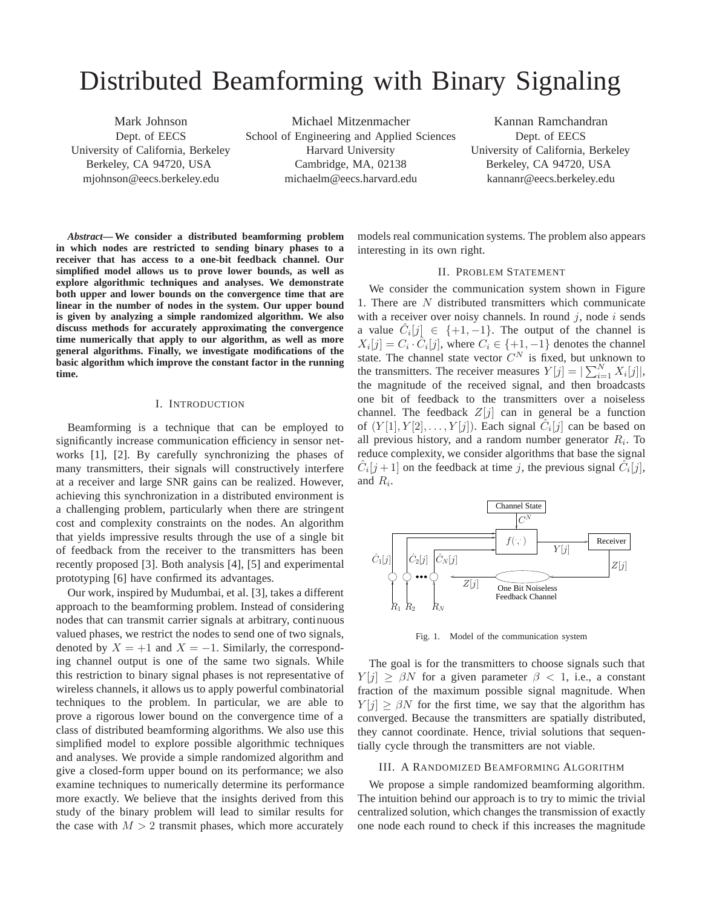# Distributed Beamforming with Binary Signaling

Mark Johnson
Dept. of EECS
University of California, Berkeley
Berkeley, CA 94720, USA
mjohnson@eecs.berkeley.edu

Michael Mitzenmacher
School of Engineering and Applied Sciences
Harvard University
Cambridge, MA, 02138
michaelm@eecs.harvard.edu

Kannan Ramchandran
Dept. of EECS
University of California, Berkeley
Berkeley, CA 94720, USA
kannanr@eecs.berkeley.edu

***Abstract*— We consider a distributed beamforming problem in which nodes are restricted to sending binary phases to a receiver that has access to a one-bit feedback channel. Our simplified model allows us to prove lower bounds, as well as explore algorithmic techniques and analyses. We demonstrate both upper and lower bounds on the convergence time that are linear in the number of nodes in the system. Our upper bound is given by analyzing a simple randomized algorithm. We also discuss methods for accurately approximating the convergence time numerically that apply to our algorithm, as well as more general algorithms. Finally, we investigate modifications of the basic algorithm which improve the constant factor in the running time.**

## I. Introduction

Beamforming is a technique that can be employed to significantly increase communication efficiency in sensor networks [1], [2]. By carefully synchronizing the phases of many transmitters, their signals will constructively interfere at a receiver and large SNR gains can be realized. However, achieving this synchronization in a distributed environment is a challenging problem, particularly when there are stringent cost and complexity constraints on the nodes. An algorithm that yields impressive results through the use of a single bit of feedback from the receiver to the transmitters has been recently proposed [3]. Both analysis [4], [5] and experimental prototyping [6] have confirmed its advantages.

Our work, inspired by Mudumbai, et al. [3], takes a different approach to the beamforming problem. Instead of considering nodes that can transmit carrier signals at arbitrary, continuous valued phases, we restrict the nodes to send one of two signals, denoted by $X = +1$ and $X = -1$. Similarly, the corresponding channel output is one of the same two signals. While this restriction to binary signal phases is not representative of wireless channels, it allows us to apply powerful combinatorial techniques to the problem. In particular, we are able to prove a rigorous lower bound on the convergence time of a class of distributed beamforming algorithms. We also use this simplified model to explore possible algorithmic techniques and analyses. We provide a simple randomized algorithm and give a closed-form upper bound on its performance; we also examine techniques to numerically determine its performance more exactly. We believe that the insights derived from this study of the binary problem will lead to similar results for the case with $M > 2$ transmit phases, which more accurately models real communication systems. The problem also appears interesting in its own right.

## II. Problem Statement

We consider the communication system shown in Figure 1. There are $N$ distributed transmitters which communicate with a receiver over noisy channels. In round $j$, node $i$ sends a value $\hat{C}_i[j] \in \{+1, -1\}$. The output of the channel is $X_i[j] = C_i \cdot \hat{C}_i[j]$, where $C_i \in \{+1, -1\}$ denotes the channel state. The channel state vector $C^N$ is fixed, but unknown to the transmitters. The receiver measures $Y[j] = |\sum_{i=1}^{N} X_i[j]|$, the magnitude of the received signal, and then broadcasts one bit of feedback to the transmitters over a noiseless channel. The feedback $Z[j]$ can in general be a function of $(Y[1], Y[2], \ldots, Y[j])$. Each signal $\hat{C}_i[j]$ can be based on all previous history, and a random number generator $R_i$. To reduce complexity, we consider algorithms that base the signal $\hat{C}_i[j+1]$ on the feedback at time $j$, the previous signal $\hat{C}_i[j]$, and $R_i$.

Fig. 1. Model of the communication system

The goal is for the transmitters to choose signals such that $Y[j] \geq \beta N$ for a given parameter $\beta < 1$, i.e., a constant fraction of the maximum possible signal magnitude. When $Y[j] \geq \beta N$ for the first time, we say that the algorithm has converged. Because the transmitters are spatially distributed, they cannot coordinate. Hence, trivial solutions that sequentially cycle through the transmitters are not viable.

## III. A Randomized Beamforming Algorithm

We propose a simple randomized beamforming algorithm. The intuition behind our approach is to try to mimic the trivial centralized solution, which changes the transmission of exactly one node each round to check if this increases the magnitude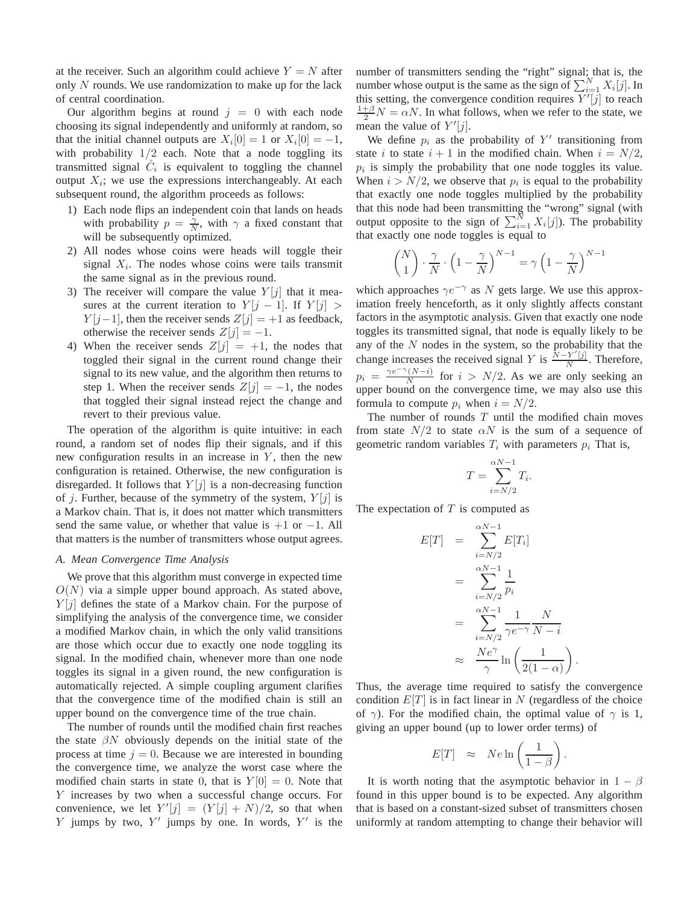at the receiver. Such an algorithm could achieve $Y = N$ after only $N$ rounds. We use randomization to make up for the lack of central coordination.

Our algorithm begins at round $j = 0$ with each node choosing its signal independently and uniformly at random, so that the initial channel outputs are $X_i[0] = 1$ or $X_i[0] = -1$, with probability $1/2$ each. Note that a node toggling its transmitted signal $\hat{C}_i$ is equivalent to toggling the channel output $X_i$; we use the expressions interchangeably. At each subsequent round, the algorithm proceeds as follows:

1) Each node flips an independent coin that lands on heads with probability $p = \frac{\gamma}{N}$, with $\gamma$ a fixed constant that will be subsequently optimized.
2) All nodes whose coins were heads will toggle their signal $X_i$. The nodes whose coins were tails transmit the same signal as in the previous round.
3) The receiver will compare the value $Y[j]$ that it measures at the current iteration to $Y[j-1]$. If $Y[j] > Y[j-1]$, then the receiver sends $Z[j] = +1$ as feedback, otherwise the receiver sends $Z[j] = -1$.
4) When the receiver sends $Z[j] = +1$, the nodes that toggled their signal in the current round change their signal to its new value, and the algorithm then returns to step 1. When the receiver sends $Z[j] = -1$, the nodes that toggled their signal instead reject the change and revert to their previous value.

The operation of the algorithm is quite intuitive: in each round, a random set of nodes flip their signals, and if this new configuration results in an increase in $Y$, then the new configuration is retained. Otherwise, the new configuration is disregarded. It follows that $Y[j]$ is a non-decreasing function of $j$. Further, because of the symmetry of the system, $Y[j]$ is a Markov chain. That is, it does not matter which transmitters send the same value, or whether that value is $+1$ or $-1$. All that matters is the number of transmitters whose output agrees.

### A. Mean Convergence Time Analysis

We prove that this algorithm must converge in expected time $O(N)$ via a simple upper bound approach. As stated above, $Y[j]$ defines the state of a Markov chain. For the purpose of simplifying the analysis of the convergence time, we consider a modified Markov chain, in which the only valid transitions are those which occur due to exactly one node toggling its signal. In the modified chain, whenever more than one node toggles its signal in a given round, the new configuration is automatically rejected. A simple coupling argument clarifies that the convergence time of the modified chain is still an upper bound on the convergence time of the true chain.

The number of rounds until the modified chain first reaches the state $\beta N$ obviously depends on the initial state of the process at time $j = 0$. Because we are interested in bounding the convergence time, we analyze the worst case where the modified chain starts in state 0, that is $Y[0] = 0$. Note that $Y$ increases by two when a successful change occurs. For convenience, we let $Y'[j] = (Y[j] + N)/2$, so that when $Y$ jumps by two, $Y'$ jumps by one. In words, $Y'$ is the number of transmitters sending the "right" signal; that is, the number whose output is the same as the sign of $\sum_{i=1}^{N} X_i[j]$. In this setting, the convergence condition requires $Y'[j]$ to reach $\frac{1+\beta}{2}N = \alpha N$. In what follows, when we refer to the state, we mean the value of $Y'[j]$.

We define $p_i$ as the probability of $Y'$ transitioning from state $i$ to state $i+1$ in the modified chain. When $i = N/2$, $p_i$ is simply the probability that one node toggles its value. When $i > N/2$, we observe that $p_i$ is equal to the probability that exactly one node toggles multiplied by the probability that this node had been transmitting the "wrong" signal (with output opposite to the sign of $\sum_{i=1}^{N} X_i[j]$). The probability that exactly one node toggles is equal to

$$\binom{N}{1} \cdot \frac{\gamma}{N} \cdot \left(1 - \frac{\gamma}{N}\right)^{N-1} = \gamma \left(1 - \frac{\gamma}{N}\right)^{N-1}$$

which approaches $\gamma e^{-\gamma}$ as $N$ gets large. We use this approximation freely henceforth, as it only slightly affects constant factors in the asymptotic analysis. Given that exactly one node toggles its transmitted signal, that node is equally likely to be any of the $N$ nodes in the system, so the probability that the change increases the received signal $Y$ is $\frac{N - Y'[j]}{N}$. Therefore, $p_i = \frac{\gamma e^{-\gamma}(N-i)}{N}$ for $i > N/2$. As we are only seeking an upper bound on the convergence time, we may also use this formula to compute $p_i$ when $i = N/2$.

The number of rounds $T$ until the modified chain moves from state $N/2$ to state $\alpha N$ is the sum of a sequence of geometric random variables $T_i$ with parameters $p_i$ That is,

$$T = \sum_{i=N/2}^{\alpha N - 1} T_i.$$

The expectation of $T$ is computed as

$$\begin{aligned} E[T] &= \sum_{i=N/2}^{\alpha N-1} E[T_i] \\ &= \sum_{i=N/2}^{\alpha N-1} \frac{1}{p_i} \\ &= \sum_{i=N/2}^{\alpha N-1} \frac{1}{\gamma e^{-\gamma}} \frac{N}{N-i} \\ &\approx \frac{N e^{\gamma}}{\gamma} \ln\left(\frac{1}{2(1-\alpha)}\right). \end{aligned}$$

Thus, the average time required to satisfy the convergence condition $E[T]$ is in fact linear in $N$ (regardless of the choice of $\gamma$). For the modified chain, the optimal value of $\gamma$ is 1, giving an upper bound (up to lower order terms) of

$$E[T] \approx N e \ln\left(\frac{1}{1-\beta}\right).$$

It is worth noting that the asymptotic behavior in $1 - \beta$ found in this upper bound is to be expected. Any algorithm that is based on a constant-sized subset of transmitters chosen uniformly at random attempting to change their behavior will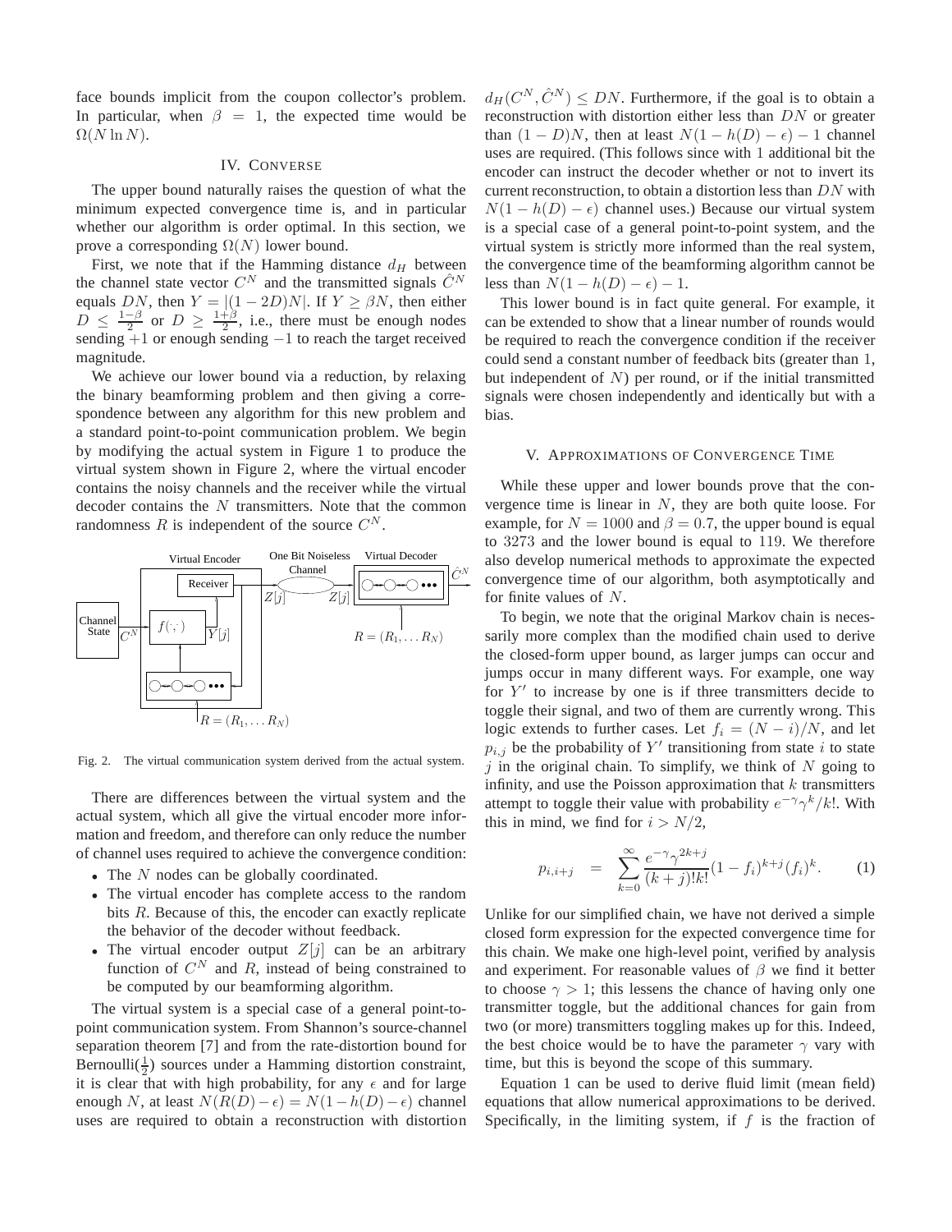face bounds implicit from the coupon collector's problem. In particular, when $\beta = 1$, the expected time would be $\Omega(N \ln N)$.

## IV. Converse

The upper bound naturally raises the question of what the minimum expected convergence time is, and in particular whether our algorithm is order optimal. In this section, we prove a corresponding $\Omega(N)$ lower bound.

First, we note that if the Hamming distance $d_H$ between the channel state vector $C^N$ and the transmitted signals $\hat{C}^N$ equals $DN$, then $Y = |(1-2D)N|$. If $Y \geq \beta N$, then either $D \leq \frac{1-\beta}{2}$ or $D \geq \frac{1+\beta}{2}$, i.e., there must be enough nodes sending $+1$ or enough sending $-1$ to reach the target received magnitude.

We achieve our lower bound via a reduction, by relaxing the binary beamforming problem and then giving a correspondence between any algorithm for this new problem and a standard point-to-point communication problem. We begin by modifying the actual system in Figure 1 to produce the virtual system shown in Figure 2, where the virtual encoder contains the noisy channels and the receiver while the virtual decoder contains the $N$ transmitters. Note that the common randomness $R$ is independent of the source $C^N$.

Fig. 2. The virtual communication system derived from the actual system.

There are differences between the virtual system and the actual system, which all give the virtual encoder more information and freedom, and therefore can only reduce the number of channel uses required to achieve the convergence condition:

- The $N$ nodes can be globally coordinated.
- The virtual encoder has complete access to the random bits $R$. Because of this, the encoder can exactly replicate the behavior of the decoder without feedback.
- The virtual encoder output $Z[j]$ can be an arbitrary function of $C^N$ and $R$, instead of being constrained to be computed by our beamforming algorithm.

The virtual system is a special case of a general point-to-point communication system. From Shannon's source-channel separation theorem [7] and from the rate-distortion bound for Bernoulli($\frac{1}{2}$) sources under a Hamming distortion constraint, it is clear that with high probability, for any $\epsilon$ and for large enough $N$, at least $N(R(D)-\epsilon) = N(1-h(D)-\epsilon)$ channel uses are required to obtain a reconstruction with distortion $d_H(C^N, \hat{C}^N) \leq DN$. Furthermore, if the goal is to obtain a reconstruction with distortion either less than $DN$ or greater than $(1-D)N$, then at least $N(1-h(D)-\epsilon)-1$ channel uses are required. (This follows since with 1 additional bit the encoder can instruct the decoder whether or not to invert its current reconstruction, to obtain a distortion less than $DN$ with $N(1-h(D)-\epsilon)$ channel uses.) Because our virtual system is a special case of a general point-to-point system, and the virtual system is strictly more informed than the real system, the convergence time of the beamforming algorithm cannot be less than $N(1-h(D)-\epsilon)-1$.

This lower bound is in fact quite general. For example, it can be extended to show that a linear number of rounds would be required to reach the convergence condition if the receiver could send a constant number of feedback bits (greater than 1, but independent of $N$) per round, or if the initial transmitted signals were chosen independently and identically but with a bias.

## V. Approximations of Convergence Time

While these upper and lower bounds prove that the convergence time is linear in $N$, they are both quite loose. For example, for $N = 1000$ and $\beta = 0.7$, the upper bound is equal to 3273 and the lower bound is equal to 119. We therefore also develop numerical methods to approximate the expected convergence time of our algorithm, both asymptotically and for finite values of $N$.

To begin, we note that the original Markov chain is necessarily more complex than the modified chain used to derive the closed-form upper bound, as larger jumps can occur and jumps occur in many different ways. For example, one way for $Y'$ to increase by one is if three transmitters decide to toggle their signal, and two of them are currently wrong. This logic extends to further cases. Let $f_i = (N-i)/N$, and let $p_{i,j}$ be the probability of $Y'$ transitioning from state $i$ to state $j$ in the original chain. To simplify, we think of $N$ going to infinity, and use the Poisson approximation that $k$ transmitters attempt to toggle their value with probability $e^{-\gamma}\gamma^k/k!$. With this in mind, we find for $i > N/2$,

$$p_{i,i+j} = \sum_{k=0}^{\infty} \frac{e^{-\gamma}\gamma^{2k+j}}{(k+j)!k!}(1-f_i)^{k+j}(f_i)^k. \quad (1)$$

Unlike for our simplified chain, we have not derived a simple closed form expression for the expected convergence time for this chain. We make one high-level point, verified by analysis and experiment. For reasonable values of $\beta$ we find it better to choose $\gamma > 1$; this lessens the chance of having only one transmitter toggle, but the additional chances for gain from two (or more) transmitters toggling makes up for this. Indeed, the best choice would be to have the parameter $\gamma$ vary with time, but this is beyond the scope of this summary.

Equation 1 can be used to derive fluid limit (mean field) equations that allow numerical approximations to be derived. Specifically, in the limiting system, if $f$ is the fraction of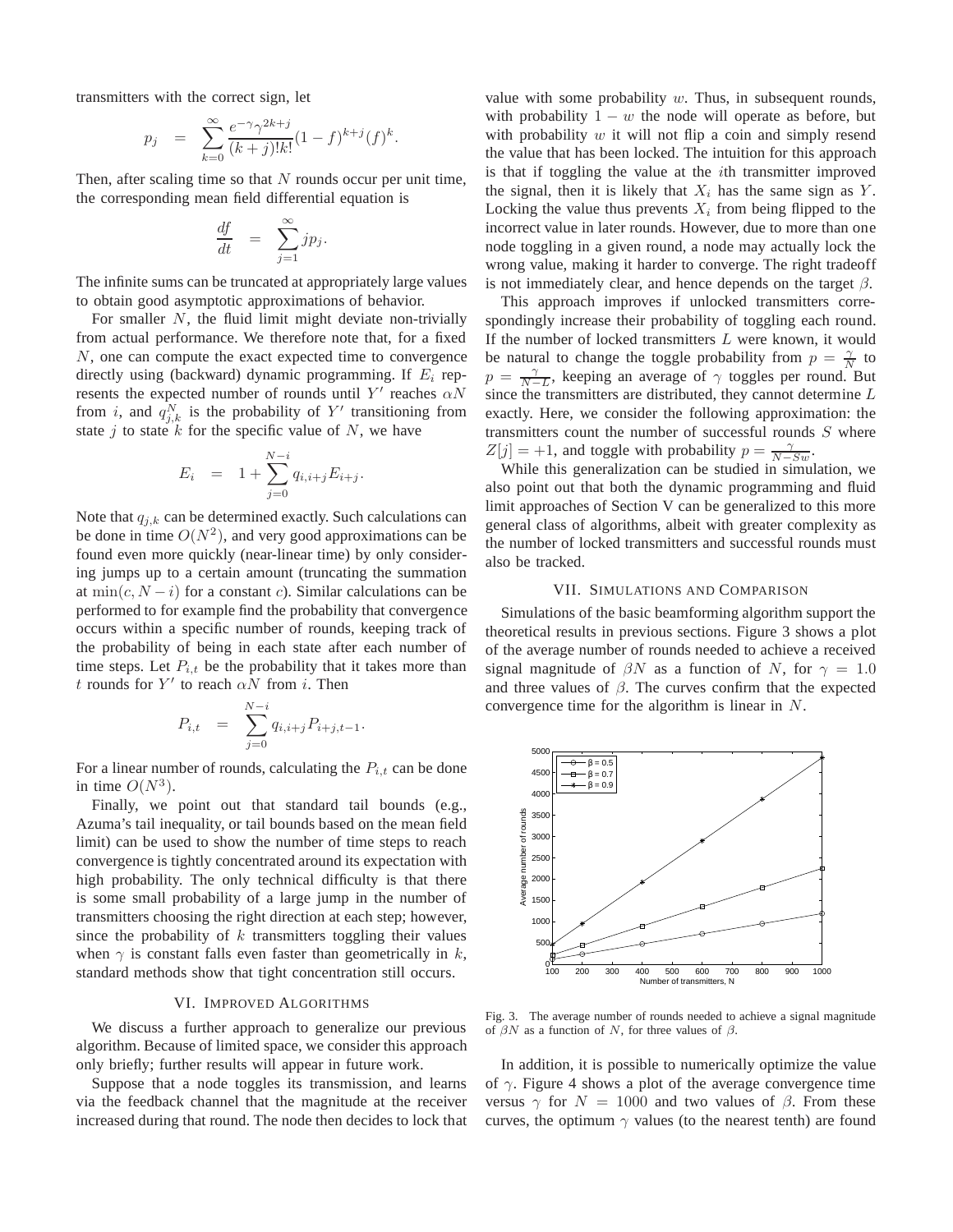transmitters with the correct sign, let

$$p_j = \sum_{k=0}^{\infty} \frac{e^{-\gamma}\gamma^{2k+j}}{(k+j)!k!}(1-f)^{k+j}(f)^k.$$

Then, after scaling time so that $N$ rounds occur per unit time, the corresponding mean field differential equation is

$$\frac{df}{dt} = \sum_{j=1}^{\infty} j p_j.$$

The infinite sums can be truncated at appropriately large values to obtain good asymptotic approximations of behavior.

For smaller $N$, the fluid limit might deviate non-trivially from actual performance. We therefore note that, for a fixed $N$, one can compute the exact expected time to convergence directly using (backward) dynamic programming. If $E_i$ represents the expected number of rounds until $Y'$ reaches $\alpha N$ from $i$, and $q_{j,k}^N$ is the probability of $Y'$ transitioning from state $j$ to state $k$ for the specific value of $N$, we have

$$E_i = 1 + \sum_{j=0}^{N-i} q_{i,i+j} E_{i+j}.$$

Note that $q_{j,k}$ can be determined exactly. Such calculations can be done in time $O(N^2)$, and very good approximations can be found even more quickly (near-linear time) by only considering jumps up to a certain amount (truncating the summation at $\min(c, N-i)$ for a constant $c$). Similar calculations can be performed to for example find the probability that convergence occurs within a specific number of rounds, keeping track of the probability of being in each state after each number of time steps. Let $P_{i,t}$ be the probability that it takes more than $t$ rounds for $Y'$ to reach $\alpha N$ from $i$. Then

$$P_{i,t} = \sum_{j=0}^{N-i} q_{i,i+j} P_{i+j,t-1}.$$

For a linear number of rounds, calculating the $P_{i,t}$ can be done in time $O(N^3)$.

Finally, we point out that standard tail bounds (e.g., Azuma's tail inequality, or tail bounds based on the mean field limit) can be used to show the number of time steps to reach convergence is tightly concentrated around its expectation with high probability. The only technical difficulty is that there is some small probability of a large jump in the number of transmitters choosing the right direction at each step; however, since the probability of $k$ transmitters toggling their values when $\gamma$ is constant falls even faster than geometrically in $k$, standard methods show that tight concentration still occurs.

## VI. Improved Algorithms

We discuss a further approach to generalize our previous algorithm. Because of limited space, we consider this approach only briefly; further results will appear in future work.

Suppose that a node toggles its transmission, and learns via the feedback channel that the magnitude at the receiver increased during that round. The node then decides to lock that value with some probability $w$. Thus, in subsequent rounds, with probability $1-w$ the node will operate as before, but with probability $w$ it will not flip a coin and simply resend the value that has been locked. The intuition for this approach is that if toggling the value at the $i$th transmitter improved the signal, then it is likely that $X_i$ has the same sign as $Y$. Locking the value thus prevents $X_i$ from being flipped to the incorrect value in later rounds. However, due to more than one node toggling in a given round, a node may actually lock the wrong value, making it harder to converge. The right tradeoff is not immediately clear, and hence depends on the target $\beta$.

This approach improves if unlocked transmitters correspondingly increase their probability of toggling each round. If the number of locked transmitters $L$ were known, it would be natural to change the toggle probability from $p = \frac{\gamma}{N}$ to $p = \frac{\gamma}{N-L}$, keeping an average of $\gamma$ toggles per round. But since the transmitters are distributed, they cannot determine $L$ exactly. Here, we consider the following approximation: the transmitters count the number of successful rounds $S$ where $Z[j] = +1$, and toggle with probability $p = \frac{\gamma}{N-Sw}$.

While this generalization can be studied in simulation, we also point out that both the dynamic programming and fluid limit approaches of Section V can be generalized to this more general class of algorithms, albeit with greater complexity as the number of locked transmitters and successful rounds must also be tracked.

## VII. Simulations and Comparison

Simulations of the basic beamforming algorithm support the theoretical results in previous sections. Figure 3 shows a plot of the average number of rounds needed to achieve a received signal magnitude of $\beta N$ as a function of $N$, for $\gamma = 1.0$ and three values of $\beta$. The curves confirm that the expected convergence time for the algorithm is linear in $N$.

Fig. 3. The average number of rounds needed to achieve a signal magnitude of $\beta N$ as a function of $N$, for three values of $\beta$.

In addition, it is possible to numerically optimize the value of $\gamma$. Figure 4 shows a plot of the average convergence time versus $\gamma$ for $N = 1000$ and two values of $\beta$. From these curves, the optimum $\gamma$ values (to the nearest tenth) are found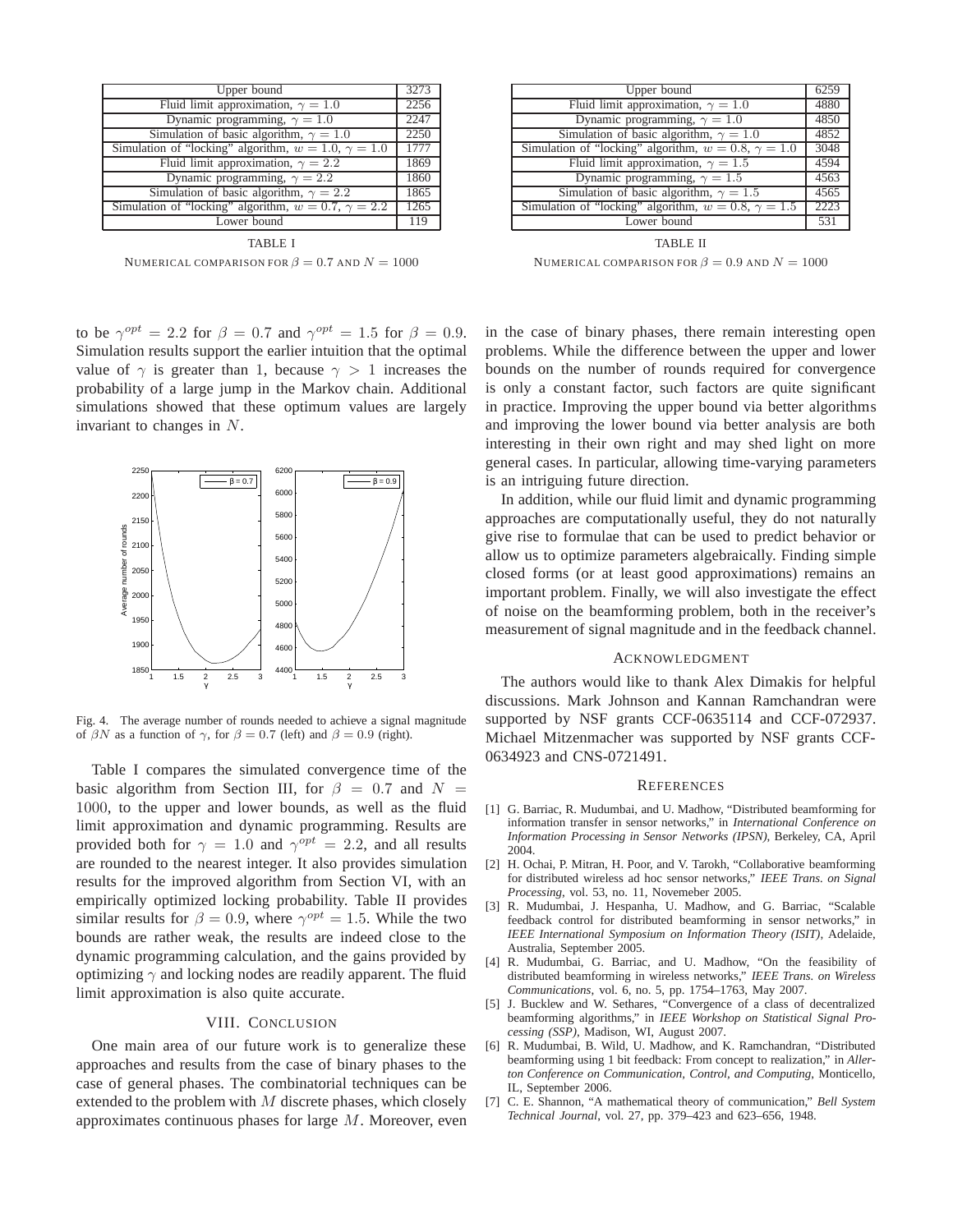| | |
|---|---|
| Upper bound | 3273 |
| Fluid limit approximation, $\gamma = 1.0$ | 2256 |
| Dynamic programming, $\gamma = 1.0$ | 2247 |
| Simulation of basic algorithm, $\gamma = 1.0$ | 2250 |
| Simulation of "locking" algorithm, $w = 1.0$, $\gamma = 1.0$ | 1777 |
| Fluid limit approximation, $\gamma = 2.2$ | 1869 |
| Dynamic programming, $\gamma = 2.2$ | 1860 |
| Simulation of basic algorithm, $\gamma = 2.2$ | 1865 |
| Simulation of "locking" algorithm, $w = 0.7$, $\gamma = 2.2$ | 1265 |
| Lower bound | 119 |

TABLE I

NUMERICAL COMPARISON FOR $\beta = 0.7$ AND $N = 1000$

| | |
|---|---|
| Upper bound | 6259 |
| Fluid limit approximation, $\gamma = 1.0$ | 4880 |
| Dynamic programming, $\gamma = 1.0$ | 4850 |
| Simulation of basic algorithm, $\gamma = 1.0$ | 4852 |
| Simulation of "locking" algorithm, $w = 0.8$, $\gamma = 1.0$ | 3048 |
| Fluid limit approximation, $\gamma = 1.5$ | 4594 |
| Dynamic programming, $\gamma = 1.5$ | 4563 |
| Simulation of basic algorithm, $\gamma = 1.5$ | 4565 |
| Simulation of "locking" algorithm, $w = 0.8$, $\gamma = 1.5$ | 2223 |
| Lower bound | 531 |

TABLE II

NUMERICAL COMPARISON FOR $\beta = 0.9$ AND $N = 1000$

to be $\gamma^{opt} = 2.2$ for $\beta = 0.7$ and $\gamma^{opt} = 1.5$ for $\beta = 0.9$. Simulation results support the earlier intuition that the optimal value of $\gamma$ is greater than 1, because $\gamma > 1$ increases the probability of a large jump in the Markov chain. Additional simulations showed that these optimum values are largely invariant to changes in $N$.

β = 0.7
β = 0.9
Average number of rounds
γ

Fig. 4. The average number of rounds needed to achieve a signal magnitude of $\beta N$ as a function of $\gamma$, for $\beta = 0.7$ (left) and $\beta = 0.9$ (right).

Table I compares the simulated convergence time of the basic algorithm from Section III, for $\beta = 0.7$ and $N = 1000$, to the upper and lower bounds, as well as the fluid limit approximation and dynamic programming. Results are provided both for $\gamma = 1.0$ and $\gamma^{opt} = 2.2$, and all results are rounded to the nearest integer. It also provides simulation results for the improved algorithm from Section VI, with an empirically optimized locking probability. Table II provides similar results for $\beta = 0.9$, where $\gamma^{opt} = 1.5$. While the two bounds are rather weak, the results are indeed close to the dynamic programming calculation, and the gains provided by optimizing $\gamma$ and locking nodes are readily apparent. The fluid limit approximation is also quite accurate.

## VIII. CONCLUSION

One main area of our future work is to generalize these approaches and results from the case of binary phases to the case of general phases. The combinatorial techniques can be extended to the problem with $M$ discrete phases, which closely approximates continuous phases for large $M$. Moreover, even in the case of binary phases, there remain interesting open problems. While the difference between the upper and lower bounds on the number of rounds required for convergence is only a constant factor, such factors are quite significant in practice. Improving the upper bound via better algorithms and improving the lower bound via better analysis are both interesting in their own right and may shed light on more general cases. In particular, allowing time-varying parameters is an intriguing future direction.

In addition, while our fluid limit and dynamic programming approaches are computationally useful, they do not naturally give rise to formulae that can be used to predict behavior or allow us to optimize parameters algebraically. Finding simple closed forms (or at least good approximations) remains an important problem. Finally, we will also investigate the effect of noise on the beamforming problem, both in the receiver's measurement of signal magnitude and in the feedback channel.

## ACKNOWLEDGMENT

The authors would like to thank Alex Dimakis for helpful discussions. Mark Johnson and Kannan Ramchandran were supported by NSF grants CCF-0635114 and CCF-072937. Michael Mitzenmacher was supported by NSF grants CCF-0634923 and CNS-0721491.

## REFERENCES

[1] G. Barriac, R. Mudumbai, and U. Madhow, "Distributed beamforming for information transfer in sensor networks," in *International Conference on Information Processing in Sensor Networks (IPSN)*, Berkeley, CA, April 2004.

[2] H. Ochai, P. Mitran, H. Poor, and V. Tarokh, "Collaborative beamforming for distributed wireless ad hoc sensor networks," *IEEE Trans. on Signal Processing*, vol. 53, no. 11, Novemeber 2005.

[3] R. Mudumbai, J. Hespanha, U. Madhow, and G. Barriac, "Scalable feedback control for distributed beamforming in sensor networks," in *IEEE International Symposium on Information Theory (ISIT)*, Adelaide, Australia, September 2005.

[4] R. Mudumbai, G. Barriac, and U. Madhow, "On the feasibility of distributed beamforming in wireless networks," *IEEE Trans. on Wireless Communications*, vol. 6, no. 5, pp. 1754–1763, May 2007.

[5] J. Bucklew and W. Sethares, "Convergence of a class of decentralized beamforming algorithms," in *IEEE Workshop on Statistical Signal Processing (SSP)*, Madison, WI, August 2007.

[6] R. Mudumbai, B. Wild, U. Madhow, and K. Ramchandran, "Distributed beamforming using 1 bit feedback: From concept to realization," in *Allerton Conference on Communication, Control, and Computing*, Monticello, IL, September 2006.

[7] C. E. Shannon, "A mathematical theory of communication," *Bell System Technical Journal*, vol. 27, pp. 379–423 and 623–656, 1948.